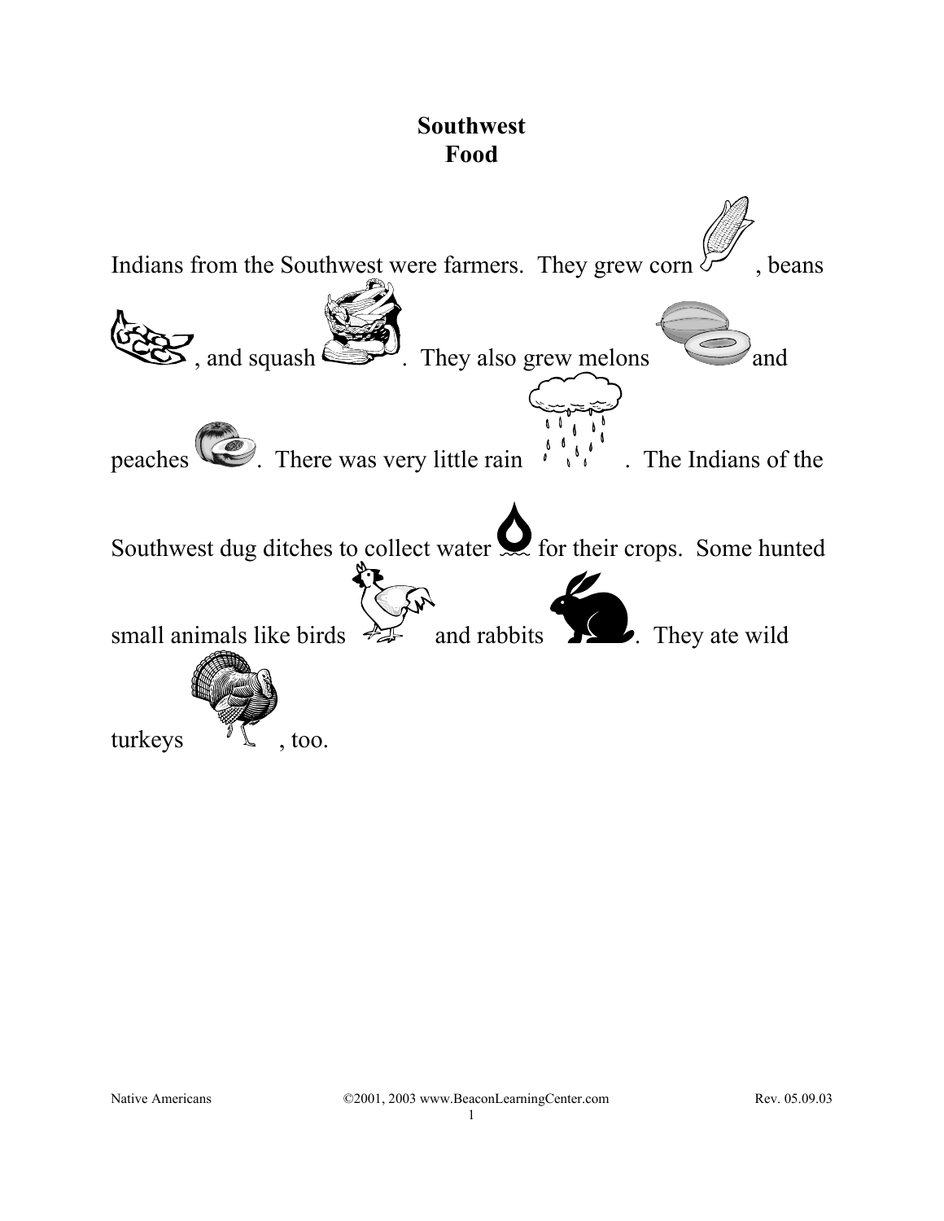# Southwest
# Food

Indians from the Southwest were farmers. They grew corn , beans , and squash . They also grew melons and peaches . There was very little rain . The Indians of the Southwest dug ditches to collect water for their crops. Some hunted small animals like birds and rabbits . They ate wild turkeys , too.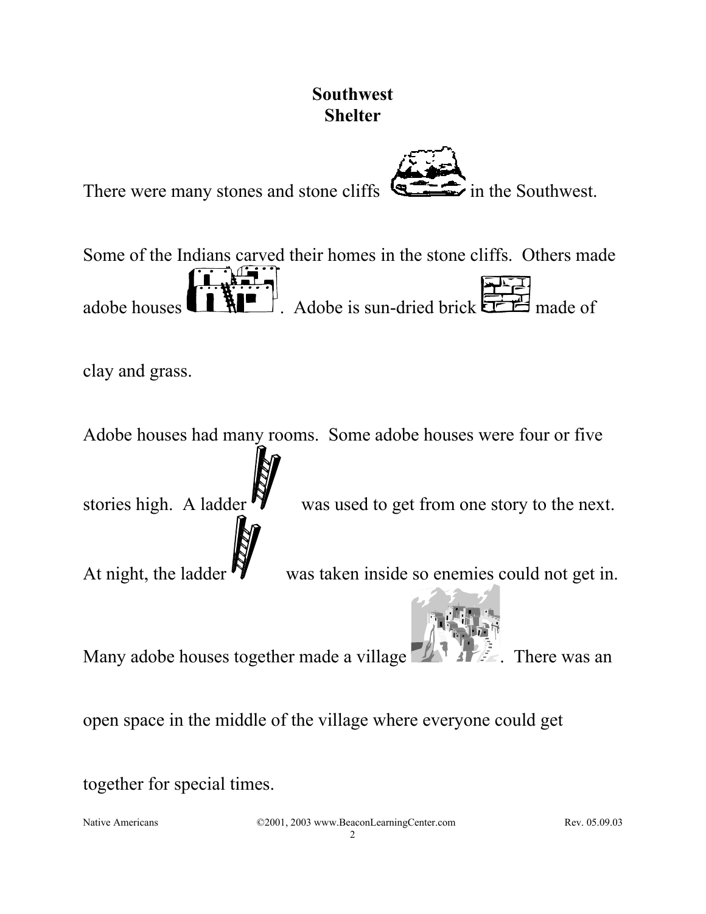# Southwest
## Shelter

There were many stones and stone cliffs in the Southwest.

Some of the Indians carved their homes in the stone cliffs. Others made adobe houses. Adobe is sun-dried brick made of clay and grass.

Adobe houses had many rooms. Some adobe houses were four or five stories high. A ladder was used to get from one story to the next. At night, the ladder was taken inside so enemies could not get in.

Many adobe houses together made a village. There was an open space in the middle of the village where everyone could get together for special times.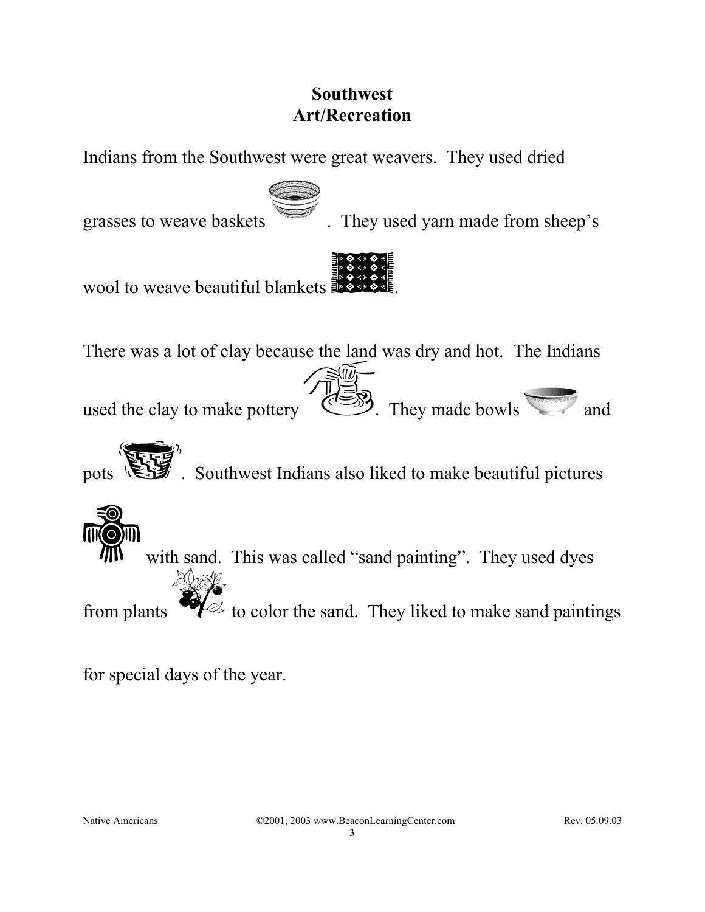## Southwest
## Art/Recreation

Indians from the Southwest were great weavers. They used dried grasses to weave baskets. They used yarn made from sheep's wool to weave beautiful blankets.

There was a lot of clay because the land was dry and hot. The Indians used the clay to make pottery. They made bowls and pots. Southwest Indians also liked to make beautiful pictures with sand. This was called "sand painting". They used dyes from plants to color the sand. They liked to make sand paintings for special days of the year.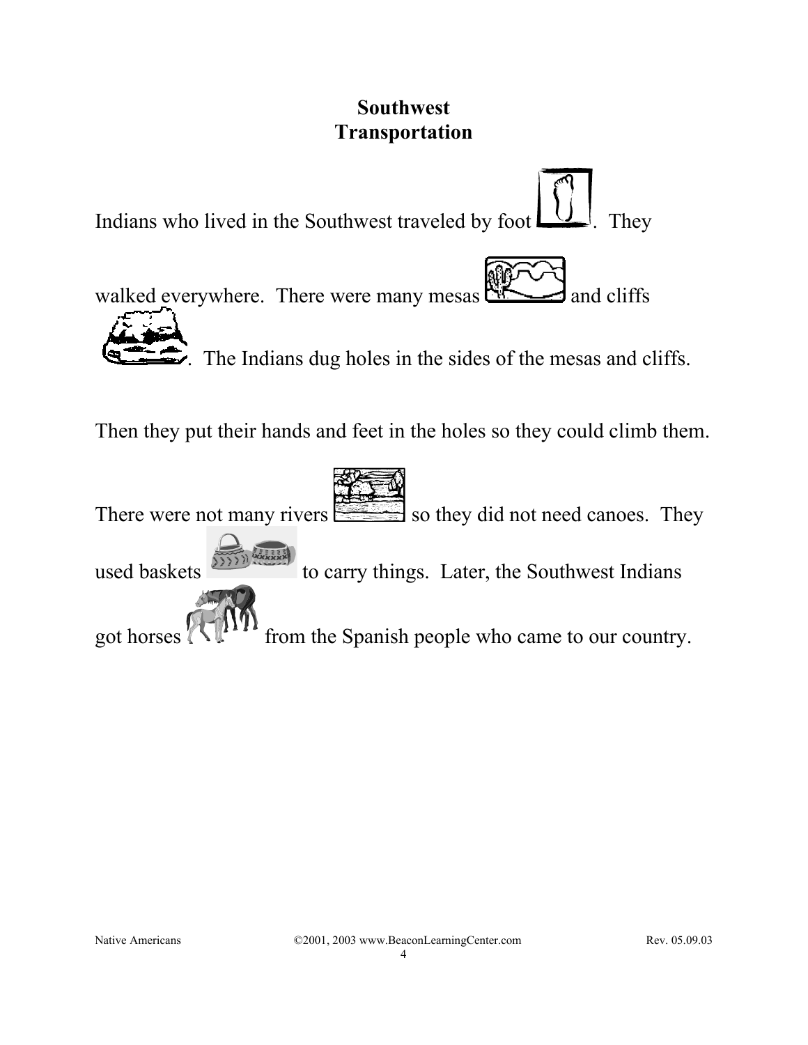# Southwest
# Transportation

Indians who lived in the Southwest traveled by foot . They walked everywhere. There were many mesas and cliffs . The Indians dug holes in the sides of the mesas and cliffs. Then they put their hands and feet in the holes so they could climb them. There were not many rivers so they did not need canoes. They used baskets to carry things. Later, the Southwest Indians got horses from the Spanish people who came to our country.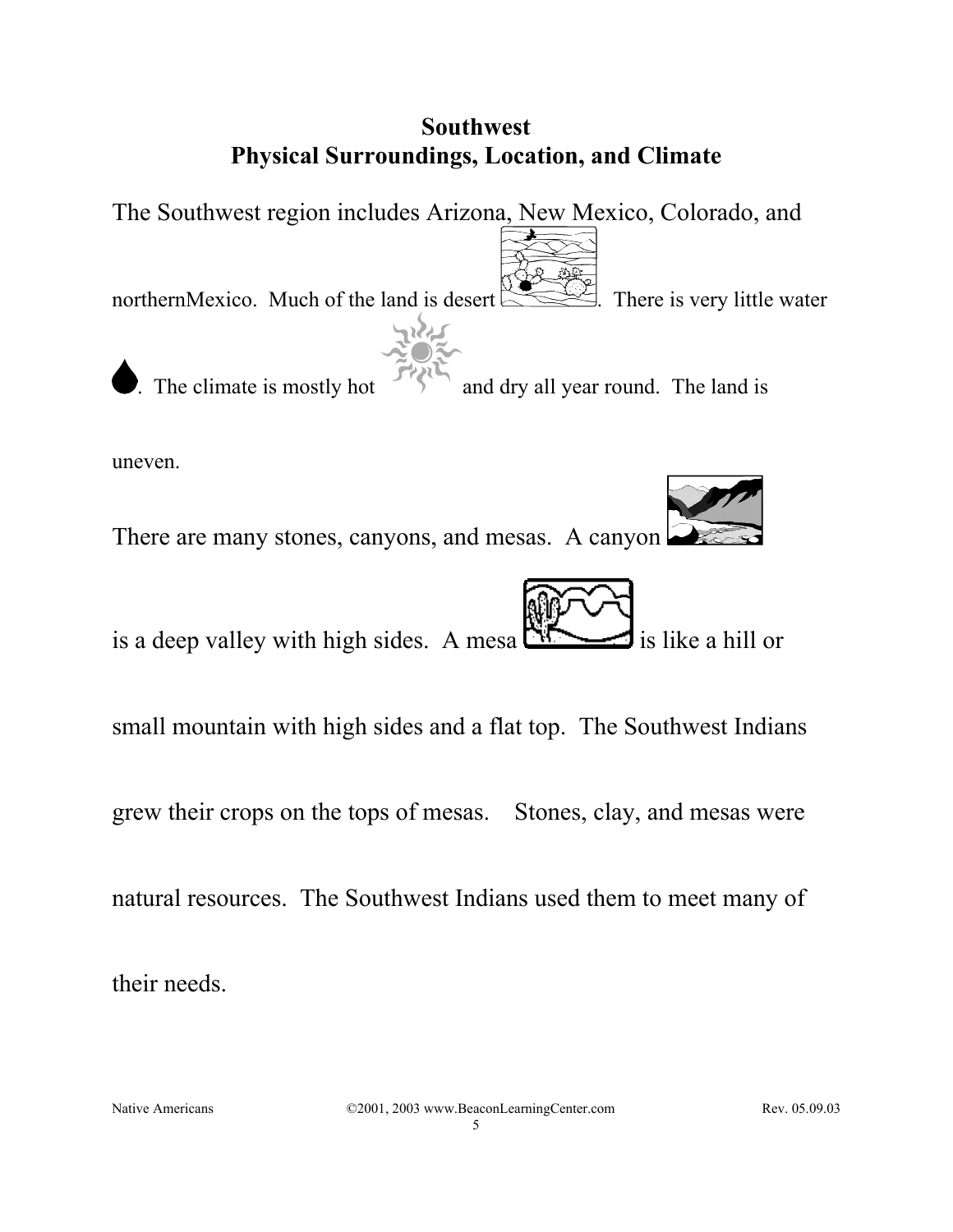# Southwest
## Physical Surroundings, Location, and Climate

The Southwest region includes Arizona, New Mexico, Colorado, and northernMexico. Much of the land is desert. There is very little water. The climate is mostly hot and dry all year round. The land is uneven.

There are many stones, canyons, and mesas. A canyon is a deep valley with high sides. A mesa is like a hill or small mountain with high sides and a flat top. The Southwest Indians grew their crops on the tops of mesas. Stones, clay, and mesas were natural resources. The Southwest Indians used them to meet many of their needs.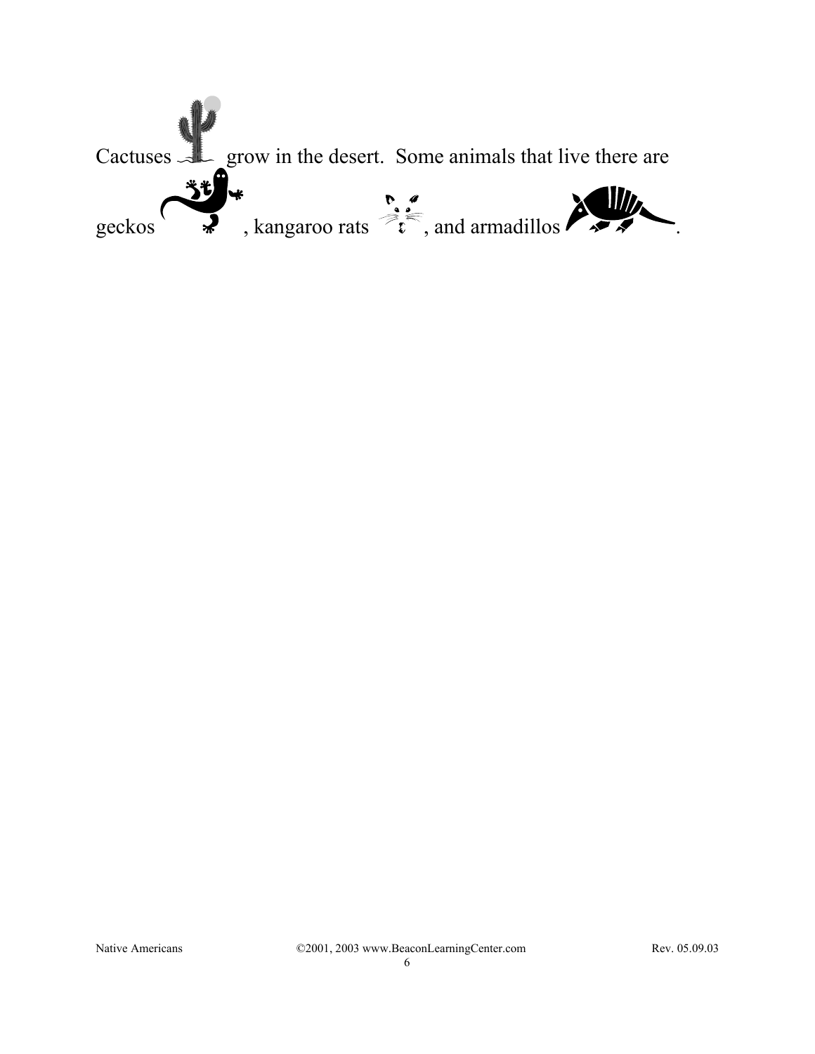Cactuses grow in the desert. Some animals that live there are geckos, kangaroo rats, and armadillos.